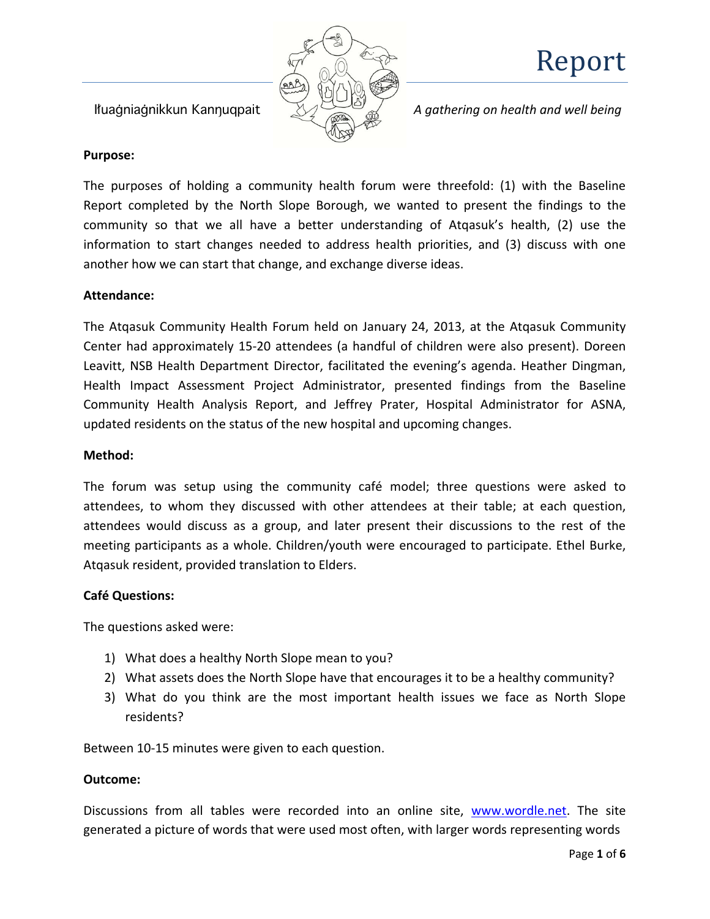# Report

Iłuaġniaġnikkun Kanŋuqpait

*A gathering on health and well being*

**Purpose:**

The purposes of holding a community health forum were threefold: (1) with the Baseline Report completed by the North Slope Borough, we wanted to present the findings to the community so that we all have a better understanding of Atqasuk's health, (2) use the information to start changes needed to address health priorities, and (3) discuss with one another how we can start that change, and exchange diverse ideas.

**Attendance:**

The Atqasuk Community Health Forum held on January 24, 2013, at the Atqasuk Community Center had approximately 15-20 attendees (a handful of children were also present). Doreen Leavitt, NSB Health Department Director, facilitated the evening's agenda. Heather Dingman, Health Impact Assessment Project Administrator, presented findings from the Baseline Community Health Analysis Report, and Jeffrey Prater, Hospital Administrator for ASNA, updated residents on the status of the new hospital and upcoming changes.

**Method:**

The forum was setup using the community café model; three questions were asked to attendees, to whom they discussed with other attendees at their table; at each question, attendees would discuss as a group, and later present their discussions to the rest of the meeting participants as a whole. Children/youth were encouraged to participate. Ethel Burke, Atqasuk resident, provided translation to Elders.

**Café Questions:**

The questions asked were:

1) What does a healthy North Slope mean to you?
2) What assets does the North Slope have that encourages it to be a healthy community?
3) What do you think are the most important health issues we face as North Slope residents?

Between 10-15 minutes were given to each question.

**Outcome:**

Discussions from all tables were recorded into an online site, www.wordle.net. The site generated a picture of words that were used most often, with larger words representing words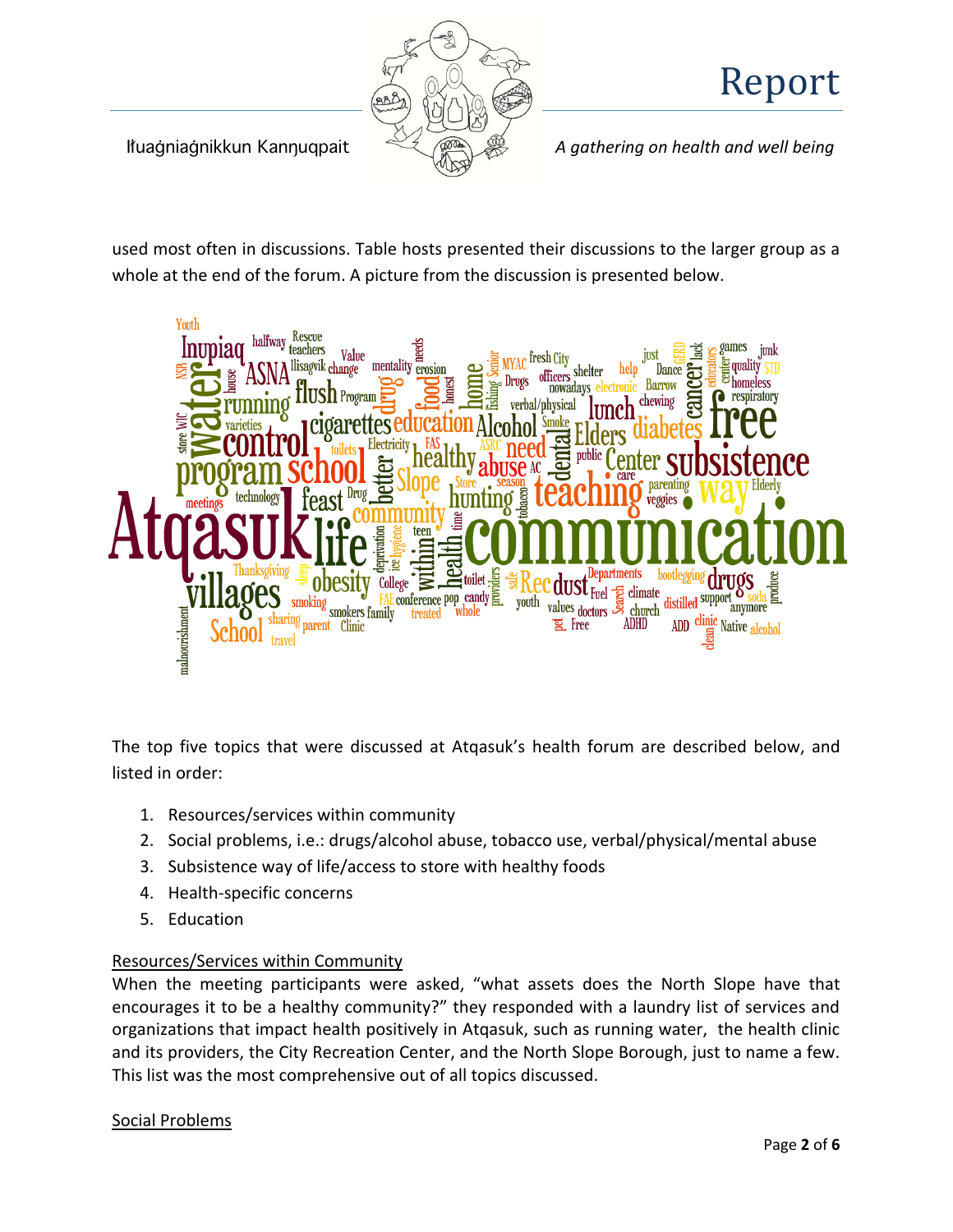used most often in discussions. Table hosts presented their discussions to the larger group as a whole at the end of the forum. A picture from the discussion is presented below.

The top five topics that were discussed at Atqasuk's health forum are described below, and listed in order:

1. Resources/services within community
2. Social problems, i.e.: drugs/alcohol abuse, tobacco use, verbal/physical/mental abuse
3. Subsistence way of life/access to store with healthy foods
4. Health-specific concerns
5. Education

<u>Resources/Services within Community</u>

When the meeting participants were asked, "what assets does the North Slope have that encourages it to be a healthy community?" they responded with a laundry list of services and organizations that impact health positively in Atqasuk, such as running water, the health clinic and its providers, the City Recreation Center, and the North Slope Borough, just to name a few. This list was the most comprehensive out of all topics discussed.

<u>Social Problems</u>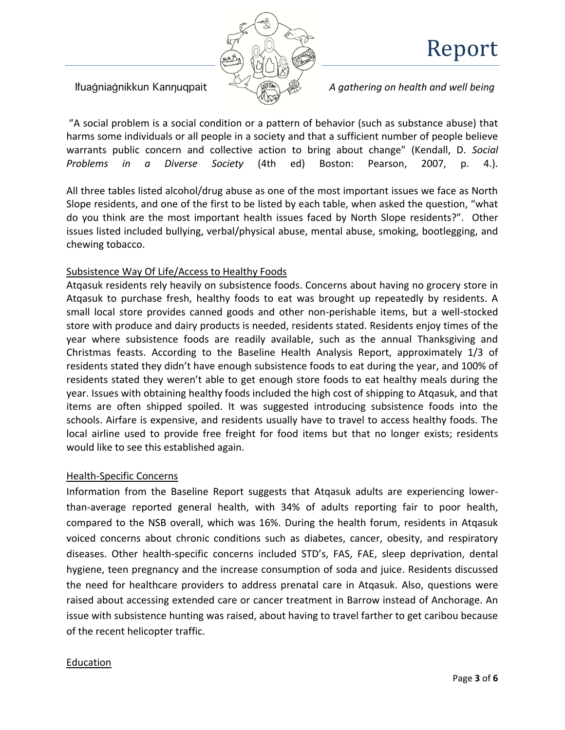"A social problem is a social condition or a pattern of behavior (such as substance abuse) that harms some individuals or all people in a society and that a sufficient number of people believe warrants public concern and collective action to bring about change" (Kendall, D. *Social Problems in a Diverse Society* (4th ed) Boston: Pearson, 2007, p. 4.).

All three tables listed alcohol/drug abuse as one of the most important issues we face as North Slope residents, and one of the first to be listed by each table, when asked the question, "what do you think are the most important health issues faced by North Slope residents?". Other issues listed included bullying, verbal/physical abuse, mental abuse, smoking, bootlegging, and chewing tobacco.

## Subsistence Way Of Life/Access to Healthy Foods

Atqasuk residents rely heavily on subsistence foods. Concerns about having no grocery store in Atqasuk to purchase fresh, healthy foods to eat was brought up repeatedly by residents. A small local store provides canned goods and other non-perishable items, but a well-stocked store with produce and dairy products is needed, residents stated. Residents enjoy times of the year where subsistence foods are readily available, such as the annual Thanksgiving and Christmas feasts. According to the Baseline Health Analysis Report, approximately 1/3 of residents stated they didn't have enough subsistence foods to eat during the year, and 100% of residents stated they weren't able to get enough store foods to eat healthy meals during the year. Issues with obtaining healthy foods included the high cost of shipping to Atqasuk, and that items are often shipped spoiled. It was suggested introducing subsistence foods into the schools. Airfare is expensive, and residents usually have to travel to access healthy foods. The local airline used to provide free freight for food items but that no longer exists; residents would like to see this established again.

## Health-Specific Concerns

Information from the Baseline Report suggests that Atqasuk adults are experiencing lower-than-average reported general health, with 34% of adults reporting fair to poor health, compared to the NSB overall, which was 16%. During the health forum, residents in Atqasuk voiced concerns about chronic conditions such as diabetes, cancer, obesity, and respiratory diseases. Other health-specific concerns included STD's, FAS, FAE, sleep deprivation, dental hygiene, teen pregnancy and the increase consumption of soda and juice. Residents discussed the need for healthcare providers to address prenatal care in Atqasuk. Also, questions were raised about accessing extended care or cancer treatment in Barrow instead of Anchorage. An issue with subsistence hunting was raised, about having to travel farther to get caribou because of the recent helicopter traffic.

## Education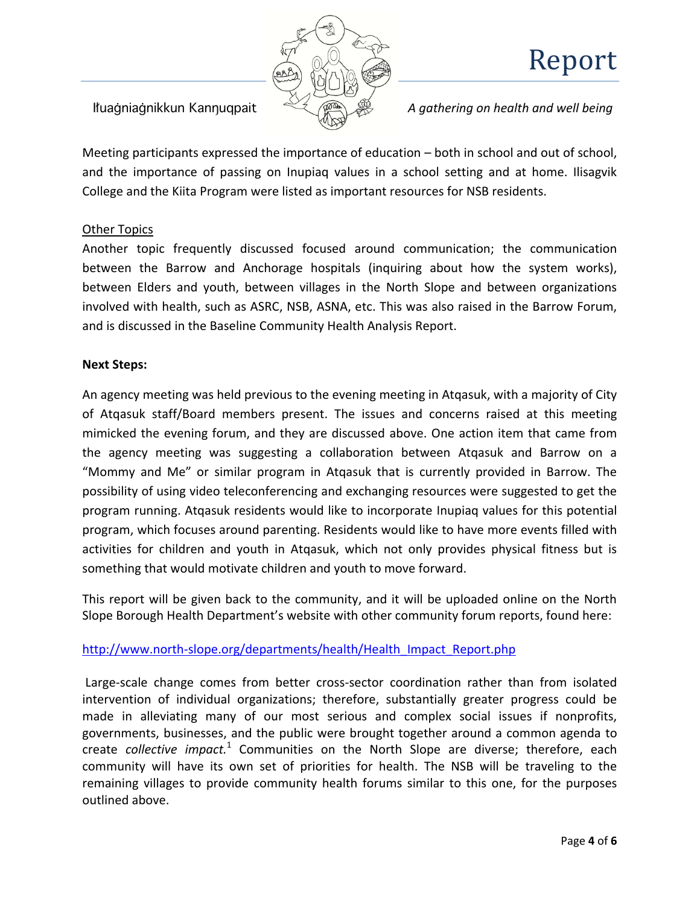Meeting participants expressed the importance of education – both in school and out of school, and the importance of passing on Inupiaq values in a school setting and at home. Ilisagvik College and the Kiita Program were listed as important resources for NSB residents.

Other Topics

Another topic frequently discussed focused around communication; the communication between the Barrow and Anchorage hospitals (inquiring about how the system works), between Elders and youth, between villages in the North Slope and between organizations involved with health, such as ASRC, NSB, ASNA, etc. This was also raised in the Barrow Forum, and is discussed in the Baseline Community Health Analysis Report.

**Next Steps:**

An agency meeting was held previous to the evening meeting in Atqasuk, with a majority of City of Atqasuk staff/Board members present. The issues and concerns raised at this meeting mimicked the evening forum, and they are discussed above. One action item that came from the agency meeting was suggesting a collaboration between Atqasuk and Barrow on a "Mommy and Me" or similar program in Atqasuk that is currently provided in Barrow. The possibility of using video teleconferencing and exchanging resources were suggested to get the program running. Atqasuk residents would like to incorporate Inupiaq values for this potential program, which focuses around parenting. Residents would like to have more events filled with activities for children and youth in Atqasuk, which not only provides physical fitness but is something that would motivate children and youth to move forward.

This report will be given back to the community, and it will be uploaded online on the North Slope Borough Health Department's website with other community forum reports, found here:

http://www.north-slope.org/departments/health/Health_Impact_Report.php

Large-scale change comes from better cross-sector coordination rather than from isolated intervention of individual organizations; therefore, substantially greater progress could be made in alleviating many of our most serious and complex social issues if nonprofits, governments, businesses, and the public were brought together around a common agenda to create *collective impact.*[1] Communities on the North Slope are diverse; therefore, each community will have its own set of priorities for health. The NSB will be traveling to the remaining villages to provide community health forums similar to this one, for the purposes outlined above.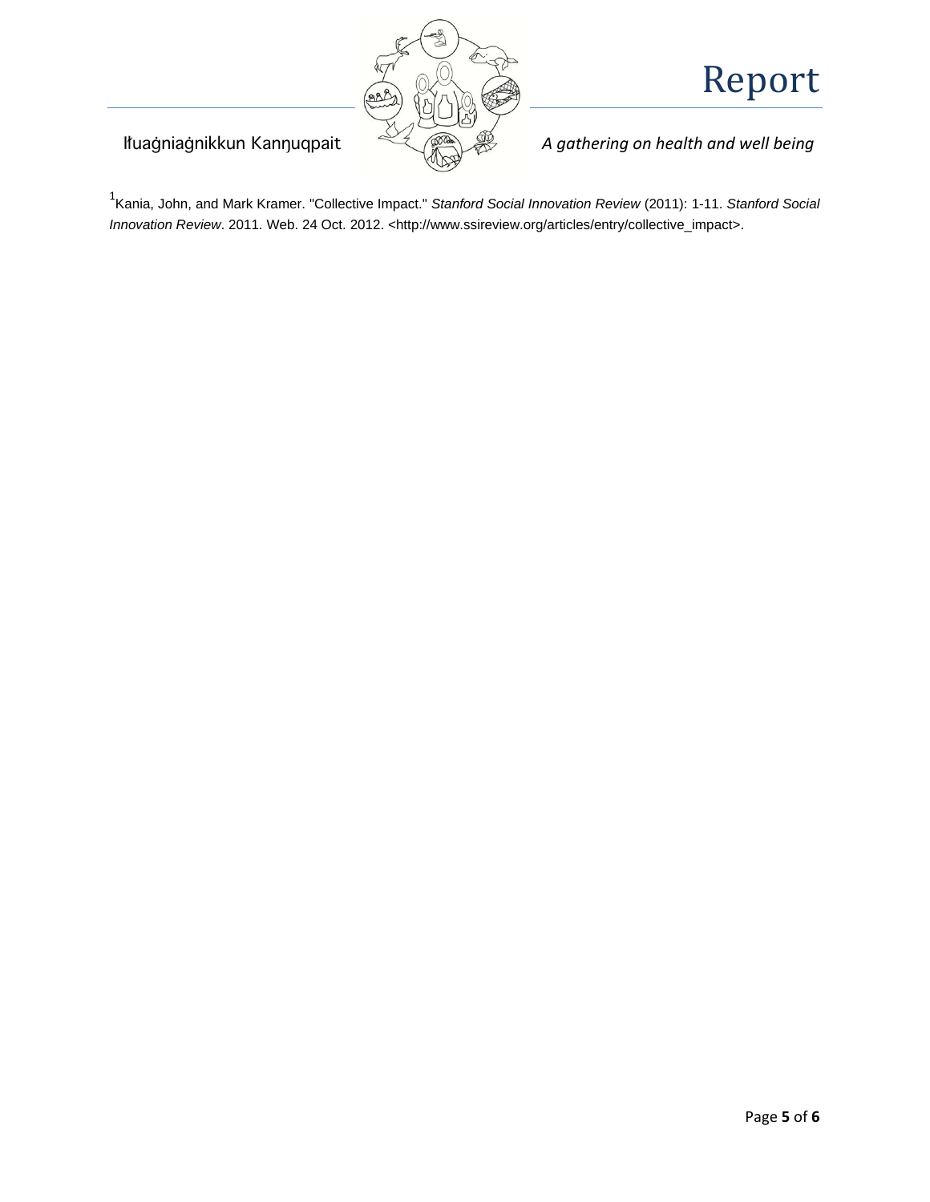[1] Kania, John, and Mark Kramer. "Collective Impact." *Stanford Social Innovation Review* (2011): 1-11. *Stanford Social Innovation Review*. 2011. Web. 24 Oct. 2012. <http://www.ssireview.org/articles/entry/collective_impact>.